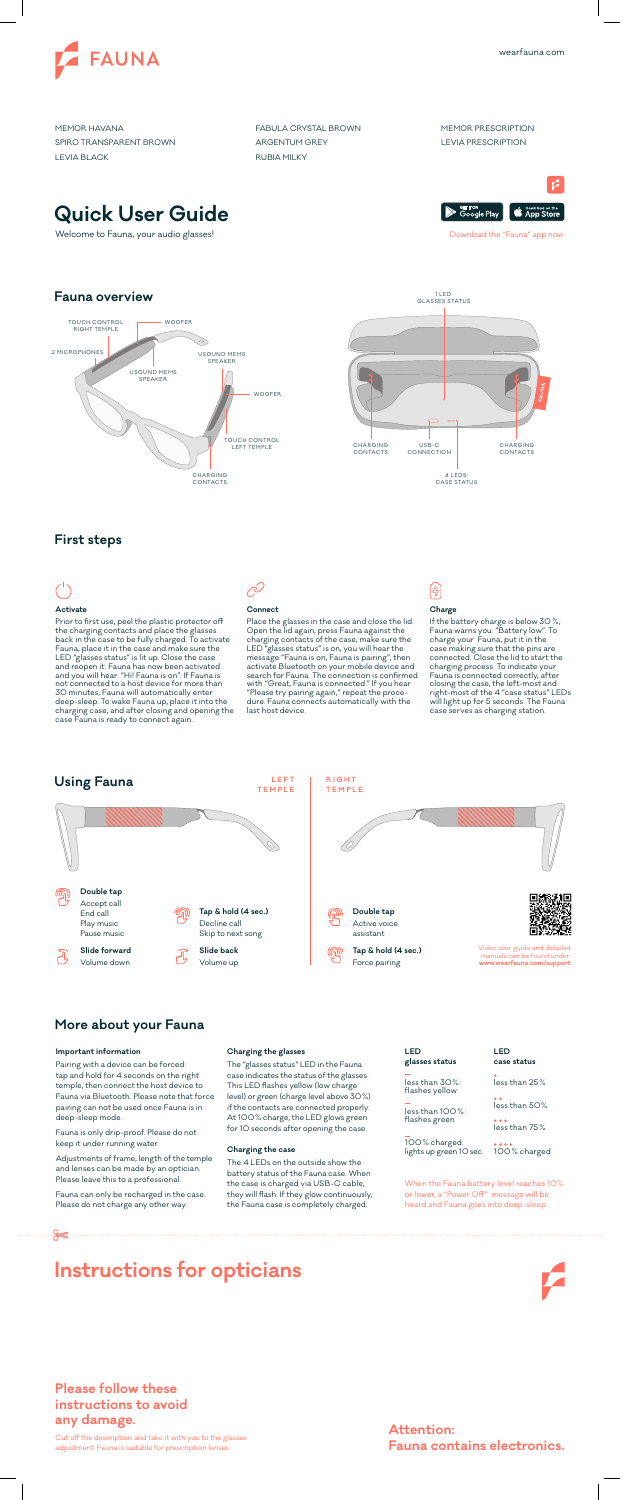FAUNA

wearfauna.com

MEMOR HAVANA
SPIRO TRANSPARENT BROWN
LEVIA BLACK

FABULA CRYSTAL BROWN
ARGENTUM GREY
RUBIA MILKY

MEMOR PRESCRIPTION
LEVIA PRESCRIPTION

# Quick User Guide

Welcome to Fauna, your audio glasses!

Download the "Fauna" app now

## Fauna overview

TOUCH CONTROL RIGHT TEMPLE
2 MICROPHONES
WOOFER
USOUND MEMS SPEAKER
USOUND MEMS SPEAKER
WOOFER
TOUCH CONTROL LEFT TEMPLE
CHARGING CONTACTS

1 LED GLASSES STATUS
CHARGING CONTACTS
USB-C CONNECTION
CHARGING CONTACTS
4 LEDS CASE STATUS

## First steps

### Activate

Prior to first use, peel the plastic protector off the charging contacts and place the glasses back in the case to be fully charged. To activate Fauna, place it in the case and make sure the LED "glasses status" is lit up. Close the case and reopen it. Fauna has now been activated and you will hear: "Hi! Fauna is on". If Fauna is not connected to a host device for more than 30 minutes, Fauna will automatically enter deep-sleep. To wake Fauna up, place it into the charging case, and after closing and opening the case Fauna is ready to connect again.

### Connect

Place the glasses in the case and close the lid. Open the lid again, press Fauna against the charging contacts of the case, make sure the LED "glasses status" is on, you will hear the message "Fauna is on, Fauna is pairing", then activate Bluetooth on your mobile device and search for Fauna. The connection is confirmed with "Great, Fauna is connected." If you hear "Please try pairing again," repeat the procedure. Fauna connects automatically with the last host device.

### Charge

If the battery charge is below 30 %, Fauna warns you: "Battery low". To charge your Fauna, put it in the case making sure that the pins are connected. Close the lid to start the charging process. To indicate your Fauna is connected correctly, after closing the case, the left-most and right-most of the 4 "case status" LEDs will light up for 5 seconds. The Fauna case serves as charging station.

## Using Fauna

LEFT TEMPLE

**Double tap**
Accept call
End call
Play music
Pause music

**Tap & hold (4 sec.)**
Decline call
Skip to next song

**Slide forward**
Volume down

**Slide back**
Volume up

RIGHT TEMPLE

**Double tap**
Active voice assistant

**Tap & hold (4 sec.)**
Force pairing

Video user guide and detailed manuals can be found under **www.wearfauna.com/support**

## More about your Fauna

### Important information

Pairing with a device can be forced: tap and hold for 4 seconds on the right temple, then connect the host device to Fauna via Bluetooth. Please note that force pairing can not be used once Fauna is in deep-sleep mode.

Fauna is only drip-proof. Please do not keep it under running water.

Adjustments of frame, length of the temple and lenses can be made by an optician. Please leave this to a professional.

Fauna can only be recharged in the case. Please do not charge any other way.

### Charging the glasses

The "glasses status" LED in the Fauna case indicates the status of the glasses. This LED flashes yellow (low charge level) or green (charge level above 30%) if the contacts are connected properly. At 100% charge, the LED glows green for 10 seconds after opening the case.

### Charging the case

The 4 LEDs on the outside show the battery status of the Fauna case. When the case is charged via USB-C cable, they will flash. If they glow continuously, the Fauna case is completely charged.

| LED glasses status | LED case status |
|---|---|
| less than 30%: flashes yellow | less than 25% |
| less than 100%: flashes green | less than 50% |
| 100% charged: lights up green 10 sec. | less than 75% |
| | 100% charged |

When the Fauna battery level reaches 10% or lower, a "Power Off" message will be heard and Fauna goes into deep-sleep.

# Instructions for opticians

## Please follow these instructions to avoid any damage.

Cut off the description and take it with you to the glasses adjustment. Fauna is suitable for prescription lenses.

**Attention: Fauna contains electronics.**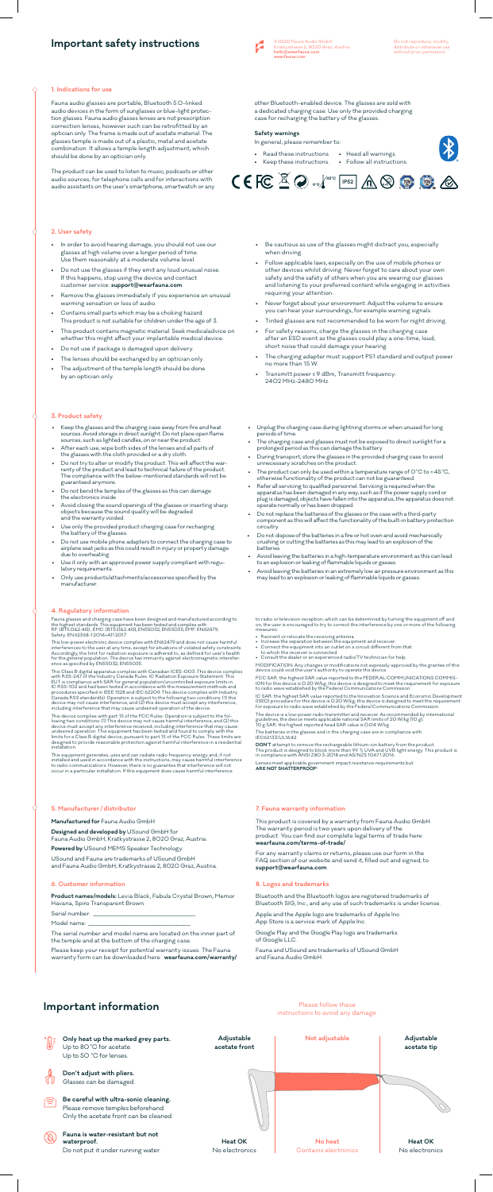# Important safety instructions

©2020 Fauna Audio GmbH
Kratkystrasse 3, 8020 Graz, Austria
hello@wearfauna.com
wearfauna.com

Do not reproduce, modify, distribute or otherwise use without prior permission.

## 1. Indications for use

Fauna audio glasses are portable, Bluetooth 5.0-linked audio devices in the form of sunglasses or blue-light protection glasses. Fauna audio glasses lenses are not prescription correction lenses, however such can be retrofitted by an optician only. The frame is made out of acetate material. The glasses temple is made out of a plastic, metal and acetate combination. It allows a temple length adjustment, which should be done by an optician only.

The product can be used to listen to music, podcasts or other audio sources; for telephone calls and for interactions with audio assistants on the user's smartphone, smartwatch or any other Bluetooth-enabled device. The glasses are sold with a dedicated charging case. Use only the provided charging case for recharging the battery of the glasses.

### Safety warnings

In general, please remember to:

- Read these instructions.
- Keep these instructions.
- Heed all warnings.
- Follow all instructions.

## 2. User safety

- In order to avoid hearing damage, you should not use our glasses at high volume over a longer period of time. Use them reasonably at a moderate volume level.
- Do not use the glasses if they emit any loud unusual noise. If this happens, stop using the device and contact customer service: **support@wearfauna.com**
- Remove the glasses immediately if you experience an unusual warming sensation or loss of audio.
- Contains small parts which may be a choking hazard. This product is not suitable for children under the age of 3.
- This product contains magnetic material. Seek medicaladvice on whether this might affect your implantable medical device.
- Do not use if package is damaged upon delivery.
- The lenses should be exchanged by an optician only.
- The adjustment of the temple length should be done by an optician only.
- Be cautious as use of the glasses might distract you, especially when driving.
- Follow applicable laws, especially on the use of mobile phones or other devices whilst driving. Never forget to care about your own safety and the safety of others when you are wearing our glasses and listening to your preferred content while engaging in activities requiring your attention.
- Never forget about your environment. Adjust the volume to ensure you can hear your surroundings, for example warning signals.
- Tinted glasses are not recommended to be worn for night driving.
- For safety reasons, charge the glasses in the charging case after an ESD event as the glasses could play a one-time, loud, short noise that could damage your hearing.
- The charging adapter must support PS1 standard and output power no more than 15 W.
- Transmitt power ≤ 9 dBm, Transmitt frequency: 2402 MHz-2480 MHz.

## 3. Product safety

- Keep the glasses and the charging case away from fire and heat sources. Avoid storage in direct sunlight. Do not place open flame sources, such as lighted candles, on or near the product.
- After each use, wipe both sides of the lenses and all parts of the glasses with the cloth provided or a dry cloth.
- Do not try to alter or modify the product. This will affect the warranty of the product and lead to technical failure of the product. The compliance with the below-mentioned standards will not be guaranteed anymore.
- Do not bend the temples of the glasses as this can damage the electronics inside.
- Avoid closing the sound openings of the glasses or inserting sharp objects because the sound quality will be degraded and the warranty voided.
- Use only the provided product charging case for recharging the battery of the glasses.
- Do not use mobile phone adapters to connect the charging case to airplane seat jacks as this could result in injury or property damage due to overheating.
- Use it only with an approved power supply compliant with regulatory requirements.
- Only use products/attachments/accessories specified by the manufacturer.
- Unplug the charging case during lightning storms or when unused for long periods of time.
- The charging case and glasses must not be exposed to direct sunlight for a prolonged period as this can damage the battery.
- During transport, store the glasses in the provided charging case to avoid unnecessary scratches on the product.
- The product can only be used within a temperature range of 0°C to +45°C, otherwise functionality of the product can not be guaranteed.
- Refer all servicing to qualified personnel. Servicing is required when the apparatus has been damaged in any way, such as if the power supply cord or plug is damaged, objects have fallen into the apparatus, the apparatus does not operate normally or has been dropped.
- Do not replace the batteries of the glasses or the case with a third-party component as this will affect the functionality of the built-in battery protection circuitry.
- Do not dispose of the batteries in a fire or hot oven and avoid mechanically crushing or cutting the batteries as this may lead to an explosion of the batteries.
- Avoid leaving the batteries in a high-temperature environment as this can lead to an explosion or leaking of flammable liquids or gasses.
- Avoid leaving the batteries in an extremely low air pressure environment as this may lead to an explosion or leaking of flammable liquids or gases.

## 4. Regulatory information

Fauna glasses and charging case have been designed and manufactured according to the highest standards. This equipment has been tested and complies with RF: (EN300 328 V2.2.2); EMC: (EN301 489-1, EN301 489-17, EN55032, EN55035); EMF: EN62479, Safety: EN62368-1:2014+A11:2017.

This low-power electronic device complies with EN62479 and does not cause harmful interferences to the user at any time, except for situations of violated safety constraints. Accordingly, the limit for radiation exposure is adhered to, as defined for user's health for the general population. The device has immunity against electromagnetic interference as specified by EN55032, EN55035.

This Class B digital apparatus complies with Canadian ICES-003. This device complies with RSS-247 of the Industry Canada Rules. IC Radiation Exposure Statement: This EUT is compliance with SAR for general population/uncontrolled exposure limits in IC RSS-102 and had been tested in accordance with the measurement methods and procedures specified in IEEE 1528 and IEC 62209. This device complies with Industry Canada RSS standard(s). Operation is subject to the following two conditions: (1) this device may not cause interference, and (2) this device must accept any interference, including interference that may cause undesired operation of the device.

This device complies with part 15 of the FCC Rules. Operation is subject to the following two conditions: (1) This device may not cause harmful interference, and (2) this device must accept any interference received, including interference that may cause undesired operation. This equipment has been tested and found to comply with the limits for a Class B digital device, pursuant to part 15 of the FCC Rules. These limits are designed to provide reasonable protection against harmful interference in a residential installation.

This equipment generates, uses and can radiate radio frequency energy and, if not installed and used in accordance with the instructions, may cause harmful interference to radio communications. However, there is no guarantee that interference will not occur in a particular installation. If this equipment does cause harmful interference to radio or television reception, which can be determined by turning the equipment off and on, the user is encouraged to try to correct the interference by one or more of the following measures:

- Reorient or relocate the receiving antenna.
- Increase the separation between the equipment and receiver.
- Connect the equipment into an outlet on a circuit different from that to which the receiver is connected.
- Consult the dealer or an experienced radio/TV technician for help.

MODIFICATION: Any changes or modifications not expressly approved by the grantee of this device could void the user's authority to operate the device.

FCC SAR: the highest SAR value reported to the FEDERAL COMMUNICATIONS COMMISSION for this device is 0.20 W/kg; this device is designed to meet the requirement for exposure to radio wave established by the Federal Communications Commission.

IC SAR: the highest SAR value reported to the Innovation Science and Economic Development (ISED) procedure for this device is 0.20 W/kg; this device is designed to meet the requirement for exposure to radio wave established by the Federal Communications Commission.

The device is a low-power radio transmitter and receiver. As recommended by international guidelines, the device meets applicable national SAR limits of 20 W/kg (10 g). 10 g SAR: the highest reported head SAR value is 0.04 W/kg.

The batteries in the glasses and in the charging case are in compliance with IEC62133/UL1642.

**DON'T** attempt to remove the rechargeable lithium-ion battery from the product. The product is designed to block more than 99 % UVA and UVB light energy. This product is in compliance with ANSI Z80.3-2018 and AS/NZS 1067.1:2016.

Lenses meet applicable government impact resistance requirements but **ARE NOT SHATTERPROOF!**

## 5. Manufacturer / distributor

**Manufactured for** Fauna Audio GmbH

**Designed and developed by** USound GmbH for Fauna Audio GmbH, Kratkystrasse 3, 8020 Graz, Austria.

**Powered by** USound MEMS Speaker Technology.

USound and Fauna are trademarks of USound GmbH and Fauna Audio GmbH, Kratkystrasse 3, 8020 Graz, Austria.

## 6. Customer information

**Product names/models:** Levia Black, Fabula Crystal Brown, Memor Havana, Spiro Transparent Brown.

Serial number: ______________________

Model name: ______________________

The serial number and model name are located on the inner part of the temple and at the bottom of the charging case.

Please keep your receipt for potential warranty issues. The Fauna warranty form can be downloaded here: **wearfauna.com/warranty/**

## 7. Fauna warranty information

This product is covered by a warranty from Fauna Audio GmbH. The warranty period is two years upon delivery of the product. You can find our complete legal terms of trade here: **wearfauna.com/terms-of-trade/**

For any warranty claims or returns, please use our form in the FAQ section of our website and send it, filled out and signed, to **support@wearfauna.com**.

## 8. Logos and trademarks

Bluetooth and the Bluetooth logos are registered trademarks of Bluetooth SIG, Inc., and any use of such trademarks is under license.

Apple and the Apple logo are trademarks of Apple Inc. App Store is a service mark of Apple Inc.

Google Play and the Google Play logo are trademarks of Google LLC.

Fauna and USound are trademarks of USound GmbH and Fauna Audio GmbH.

# Important information

Please follow these instructions to avoid any damage.

**Only heat up the marked grey parts.**
Up to 80 °C for acetate.
Up to 50 °C for lenses.

**Don't adjust with pliers.**
Glasses can be damaged.

**Be careful with ultra-sonic cleaning.**
Please remove temples beforehand.
Only the acetate front can be cleaned.

**Fauna is water-resistant but not waterproof.**
Do not put it under running water.

**Adjustable acetate front**
**Heat OK**
No electronics

**Not adjustable**
**No heat**
Contains electronics

**Adjustable acetate tip**
**Heat OK**
No electronics